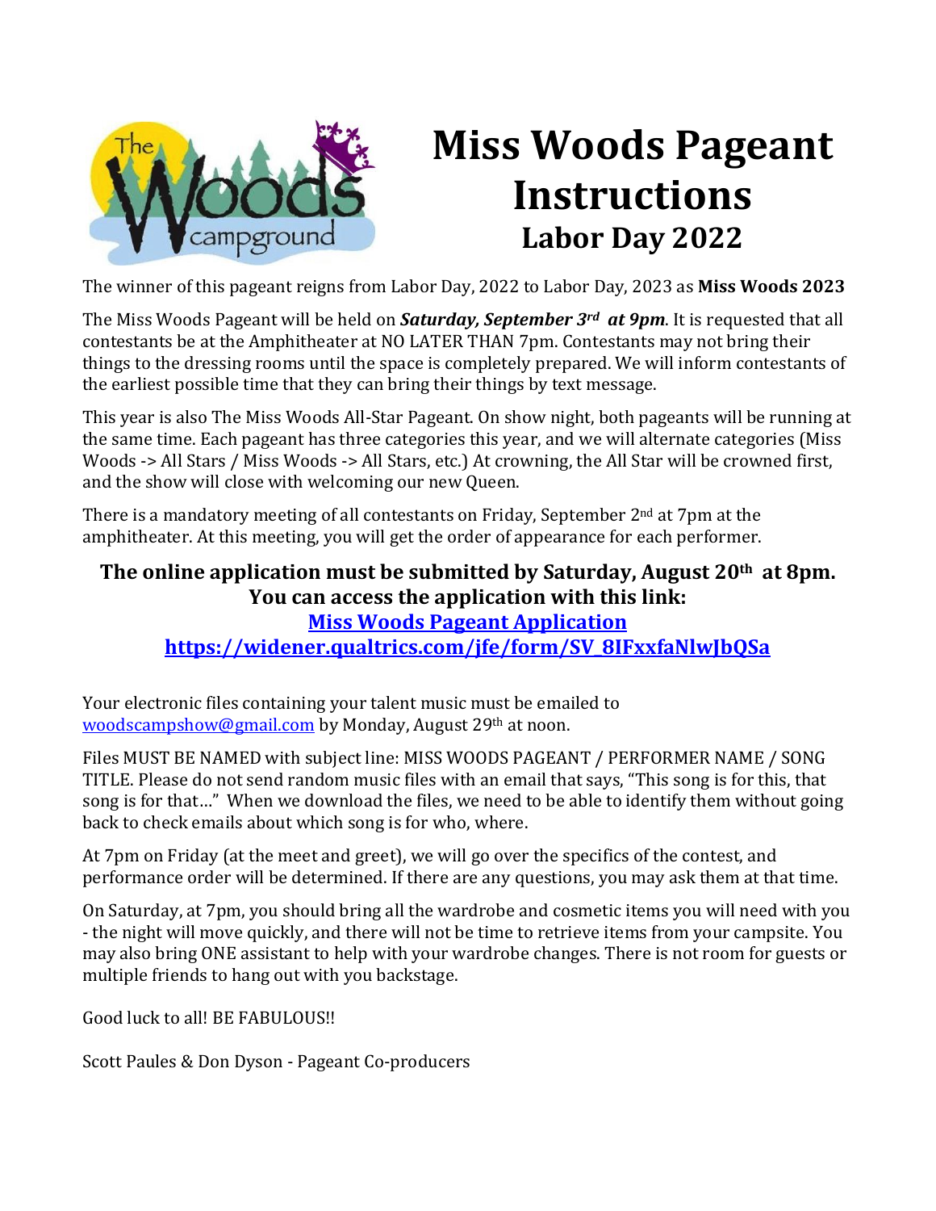# Miss Woods Pageant Instructions

## Labor Day 2022

The winner of this pageant reigns from Labor Day, 2022 to Labor Day, 2023 as **Miss Woods 2023**

The Miss Woods Pageant will be held on ***Saturday, September 3rd at 9pm***. It is requested that all contestants be at the Amphitheater at NO LATER THAN 7pm. Contestants may not bring their things to the dressing rooms until the space is completely prepared. We will inform contestants of the earliest possible time that they can bring their things by text message.

This year is also The Miss Woods All-Star Pageant. On show night, both pageants will be running at the same time. Each pageant has three categories this year, and we will alternate categories (Miss Woods -> All Stars / Miss Woods -> All Stars, etc.) At crowning, the All Star will be crowned first, and the show will close with welcoming our new Queen.

There is a mandatory meeting of all contestants on Friday, September 2nd at 7pm at the amphitheater. At this meeting, you will get the order of appearance for each performer.

**The online application must be submitted by Saturday, August 20th at 8pm.**
**You can access the application with this link:**
**[Miss Woods Pageant Application](https://widener.qualtrics.com/jfe/form/SV_8IFxxfaNlwJbQSa)**
**https://widener.qualtrics.com/jfe/form/SV_8IFxxfaNlwJbQSa**

Your electronic files containing your talent music must be emailed to woodscampshow@gmail.com by Monday, August 29th at noon.

Files MUST BE NAMED with subject line: MISS WOODS PAGEANT / PERFORMER NAME / SONG TITLE. Please do not send random music files with an email that says, "This song is for this, that song is for that…" When we download the files, we need to be able to identify them without going back to check emails about which song is for who, where.

At 7pm on Friday (at the meet and greet), we will go over the specifics of the contest, and performance order will be determined. If there are any questions, you may ask them at that time.

On Saturday, at 7pm, you should bring all the wardrobe and cosmetic items you will need with you - the night will move quickly, and there will not be time to retrieve items from your campsite. You may also bring ONE assistant to help with your wardrobe changes. There is not room for guests or multiple friends to hang out with you backstage.

Good luck to all! BE FABULOUS!!

Scott Paules & Don Dyson - Pageant Co-producers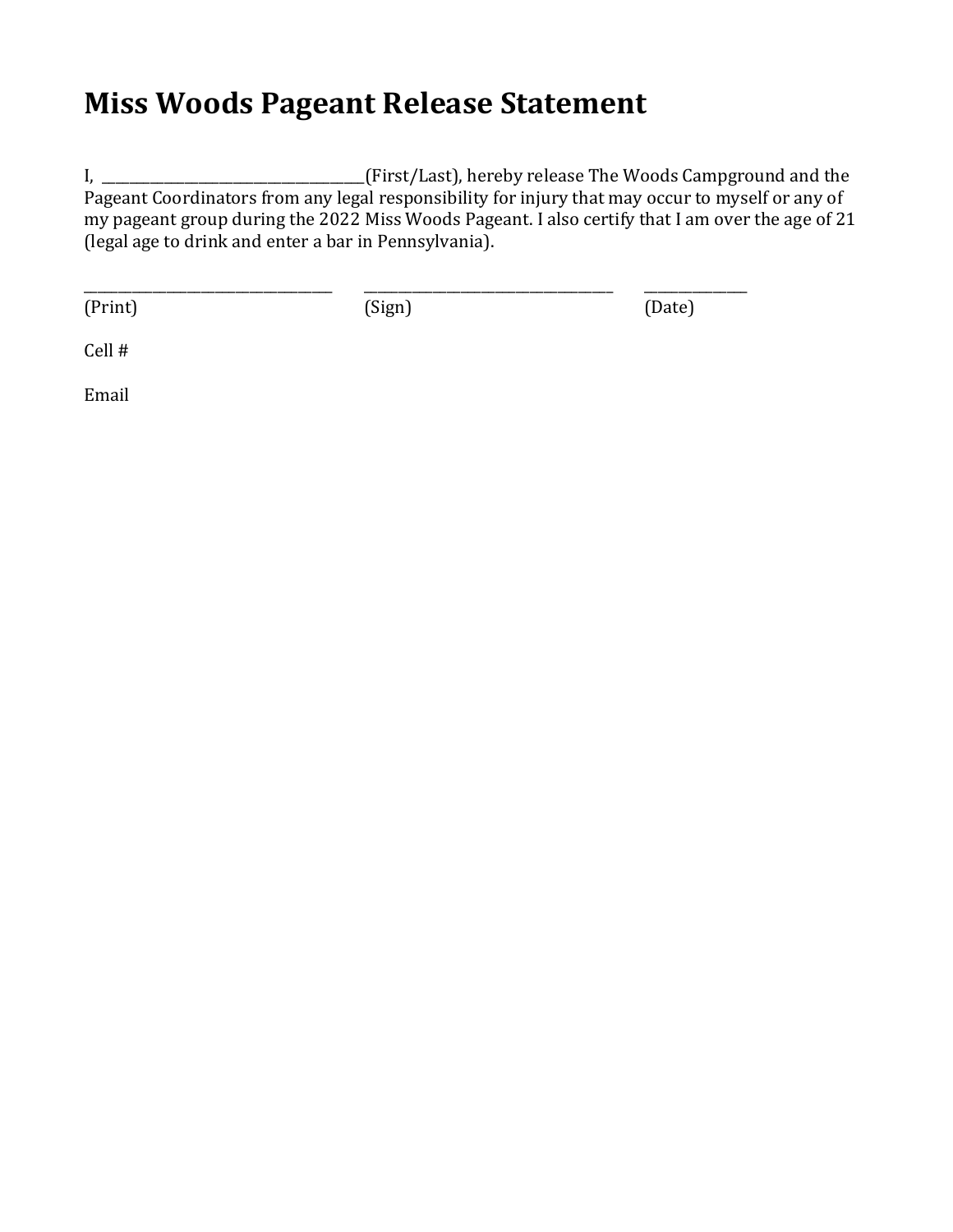# Miss Woods Pageant Release Statement

I, ___________________________________(First/Last), hereby release The Woods Campground and the Pageant Coordinators from any legal responsibility for injury that may occur to myself or any of my pageant group during the 2022 Miss Woods Pageant. I also certify that I am over the age of 21 (legal age to drink and enter a bar in Pennsylvania).

___________________________________ ___________________________________ ______________
(Print) (Sign) (Date)

Cell #

Email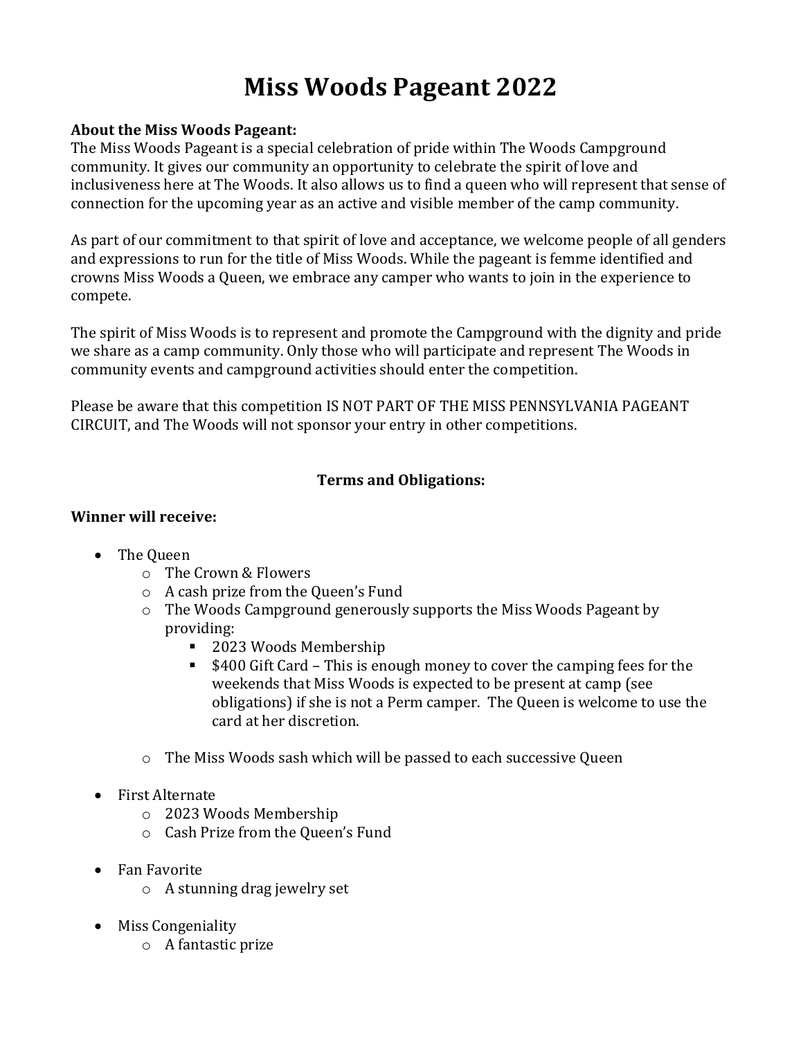# Miss Woods Pageant 2022

**About the Miss Woods Pageant:**
The Miss Woods Pageant is a special celebration of pride within The Woods Campground community. It gives our community an opportunity to celebrate the spirit of love and inclusiveness here at The Woods. It also allows us to find a queen who will represent that sense of connection for the upcoming year as an active and visible member of the camp community.

As part of our commitment to that spirit of love and acceptance, we welcome people of all genders and expressions to run for the title of Miss Woods. While the pageant is femme identified and crowns Miss Woods a Queen, we embrace any camper who wants to join in the experience to compete.

The spirit of Miss Woods is to represent and promote the Campground with the dignity and pride we share as a camp community. Only those who will participate and represent The Woods in community events and campground activities should enter the competition.

Please be aware that this competition IS NOT PART OF THE MISS PENNSYLVANIA PAGEANT CIRCUIT, and The Woods will not sponsor your entry in other competitions.

**Terms and Obligations:**

**Winner will receive:**

- The Queen
  - The Crown & Flowers
  - A cash prize from the Queen's Fund
  - The Woods Campground generously supports the Miss Woods Pageant by providing:
    - 2023 Woods Membership
    - $400 Gift Card – This is enough money to cover the camping fees for the weekends that Miss Woods is expected to be present at camp (see obligations) if she is not a Perm camper. The Queen is welcome to use the card at her discretion.
  - The Miss Woods sash which will be passed to each successive Queen
- First Alternate
  - 2023 Woods Membership
  - Cash Prize from the Queen's Fund
- Fan Favorite
  - A stunning drag jewelry set
- Miss Congeniality
  - A fantastic prize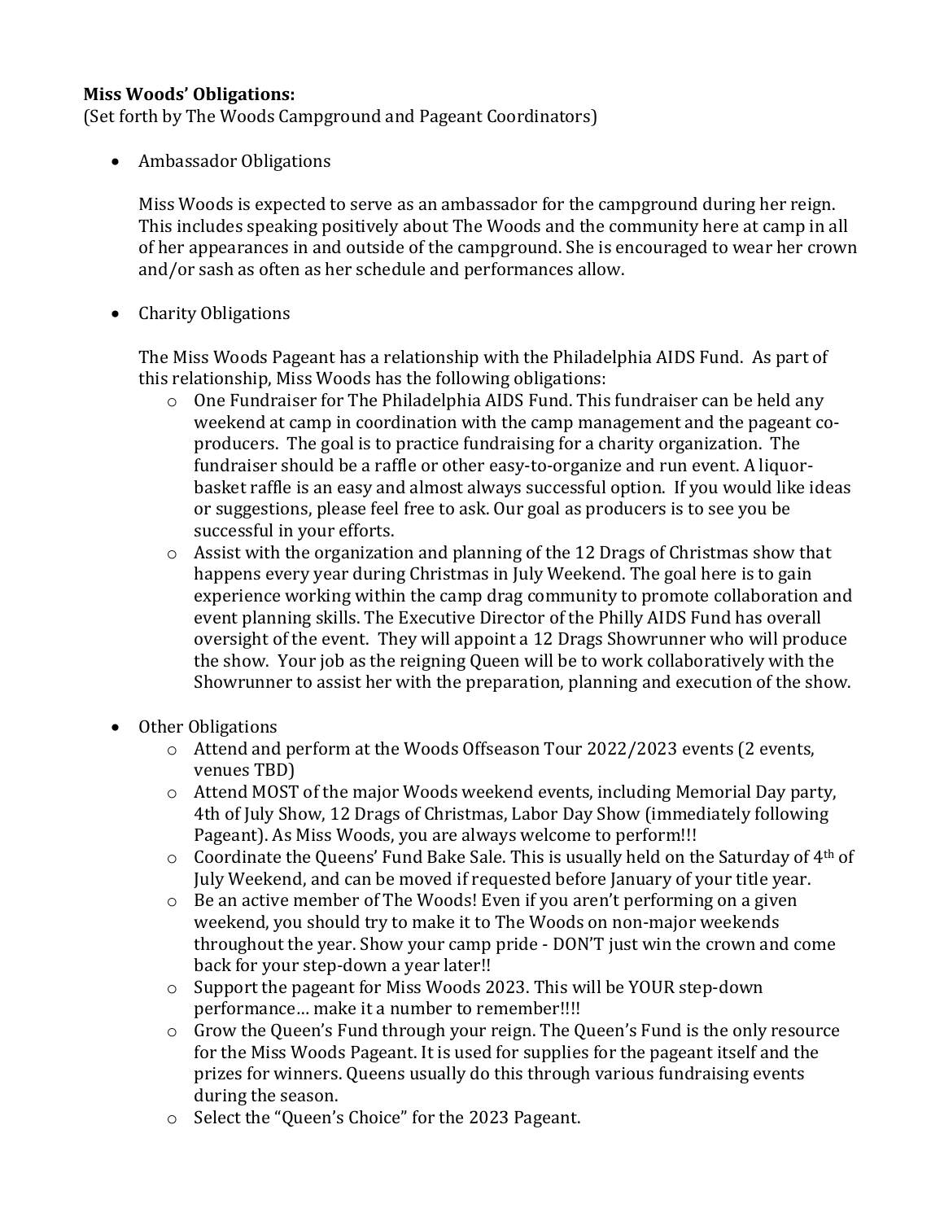**Miss Woods' Obligations:**
(Set forth by The Woods Campground and Pageant Coordinators)

- Ambassador Obligations

  Miss Woods is expected to serve as an ambassador for the campground during her reign. This includes speaking positively about The Woods and the community here at camp in all of her appearances in and outside of the campground. She is encouraged to wear her crown and/or sash as often as her schedule and performances allow.

- Charity Obligations

  The Miss Woods Pageant has a relationship with the Philadelphia AIDS Fund. As part of this relationship, Miss Woods has the following obligations:
  - One Fundraiser for The Philadelphia AIDS Fund. This fundraiser can be held any weekend at camp in coordination with the camp management and the pageant co-producers. The goal is to practice fundraising for a charity organization. The fundraiser should be a raffle or other easy-to-organize and run event. A liquor-basket raffle is an easy and almost always successful option. If you would like ideas or suggestions, please feel free to ask. Our goal as producers is to see you be successful in your efforts.
  - Assist with the organization and planning of the 12 Drags of Christmas show that happens every year during Christmas in July Weekend. The goal here is to gain experience working within the camp drag community to promote collaboration and event planning skills. The Executive Director of the Philly AIDS Fund has overall oversight of the event. They will appoint a 12 Drags Showrunner who will produce the show. Your job as the reigning Queen will be to work collaboratively with the Showrunner to assist her with the preparation, planning and execution of the show.

- Other Obligations
  - Attend and perform at the Woods Offseason Tour 2022/2023 events (2 events, venues TBD)
  - Attend MOST of the major Woods weekend events, including Memorial Day party, 4th of July Show, 12 Drags of Christmas, Labor Day Show (immediately following Pageant). As Miss Woods, you are always welcome to perform!!!
  - Coordinate the Queens' Fund Bake Sale. This is usually held on the Saturday of 4th of July Weekend, and can be moved if requested before January of your title year.
  - Be an active member of The Woods! Even if you aren't performing on a given weekend, you should try to make it to The Woods on non-major weekends throughout the year. Show your camp pride - DON'T just win the crown and come back for your step-down a year later!!
  - Support the pageant for Miss Woods 2023. This will be YOUR step-down performance… make it a number to remember!!!!
  - Grow the Queen's Fund through your reign. The Queen's Fund is the only resource for the Miss Woods Pageant. It is used for supplies for the pageant itself and the prizes for winners. Queens usually do this through various fundraising events during the season.
  - Select the "Queen's Choice" for the 2023 Pageant.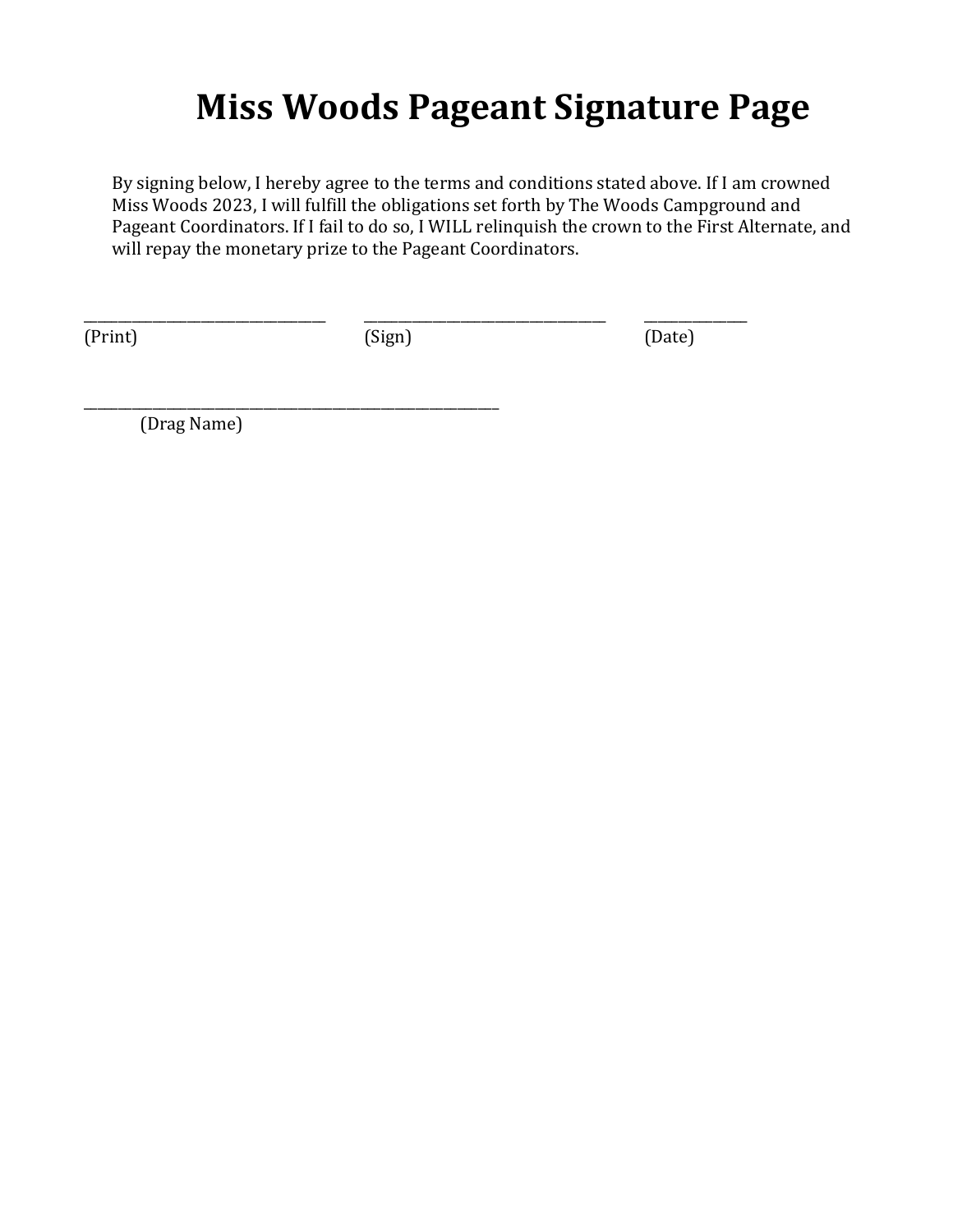# Miss Woods Pageant Signature Page

By signing below, I hereby agree to the terms and conditions stated above. If I am crowned Miss Woods 2023, I will fulfill the obligations set forth by The Woods Campground and Pageant Coordinators. If I fail to do so, I WILL relinquish the crown to the First Alternate, and will repay the monetary prize to the Pageant Coordinators.

\_\_\_\_\_\_\_\_\_\_\_\_\_\_\_\_\_\_\_\_\_\_\_\_\_\_\_\_\_\_ \_\_\_\_\_\_\_\_\_\_\_\_\_\_\_\_\_\_\_\_\_\_\_\_\_\_\_\_\_\_ \_\_\_\_\_\_\_\_\_\_\_\_\_\_
(Print) (Sign) (Date)

\_\_\_\_\_\_\_\_\_\_\_\_\_\_\_\_\_\_\_\_\_\_\_\_\_\_\_\_\_\_\_\_\_\_\_\_\_\_\_\_\_\_\_\_\_\_\_\_
(Drag Name)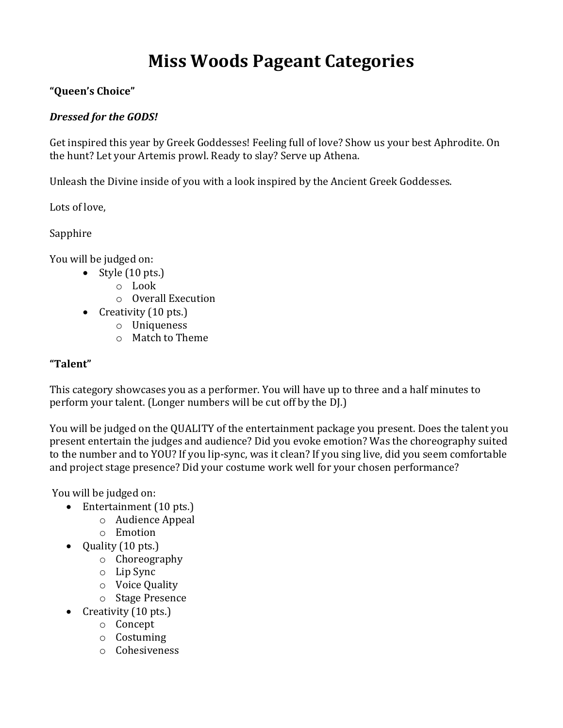# Miss Woods Pageant Categories

**"Queen's Choice"**

***Dressed for the GODS!***

Get inspired this year by Greek Goddesses! Feeling full of love? Show us your best Aphrodite. On the hunt? Let your Artemis prowl. Ready to slay? Serve up Athena.

Unleash the Divine inside of you with a look inspired by the Ancient Greek Goddesses.

Lots of love,

Sapphire

You will be judged on:

- Style (10 pts.)
  - Look
  - Overall Execution
- Creativity (10 pts.)
  - Uniqueness
  - Match to Theme

**"Talent"**

This category showcases you as a performer. You will have up to three and a half minutes to perform your talent. (Longer numbers will be cut off by the DJ.)

You will be judged on the QUALITY of the entertainment package you present. Does the talent you present entertain the judges and audience? Did you evoke emotion? Was the choreography suited to the number and to YOU? If you lip-sync, was it clean? If you sing live, did you seem comfortable and project stage presence? Did your costume work well for your chosen performance?

You will be judged on:

- Entertainment (10 pts.)
  - Audience Appeal
  - Emotion
- Quality (10 pts.)
  - Choreography
  - Lip Sync
  - Voice Quality
  - Stage Presence
- Creativity (10 pts.)
  - Concept
  - Costuming
  - Cohesiveness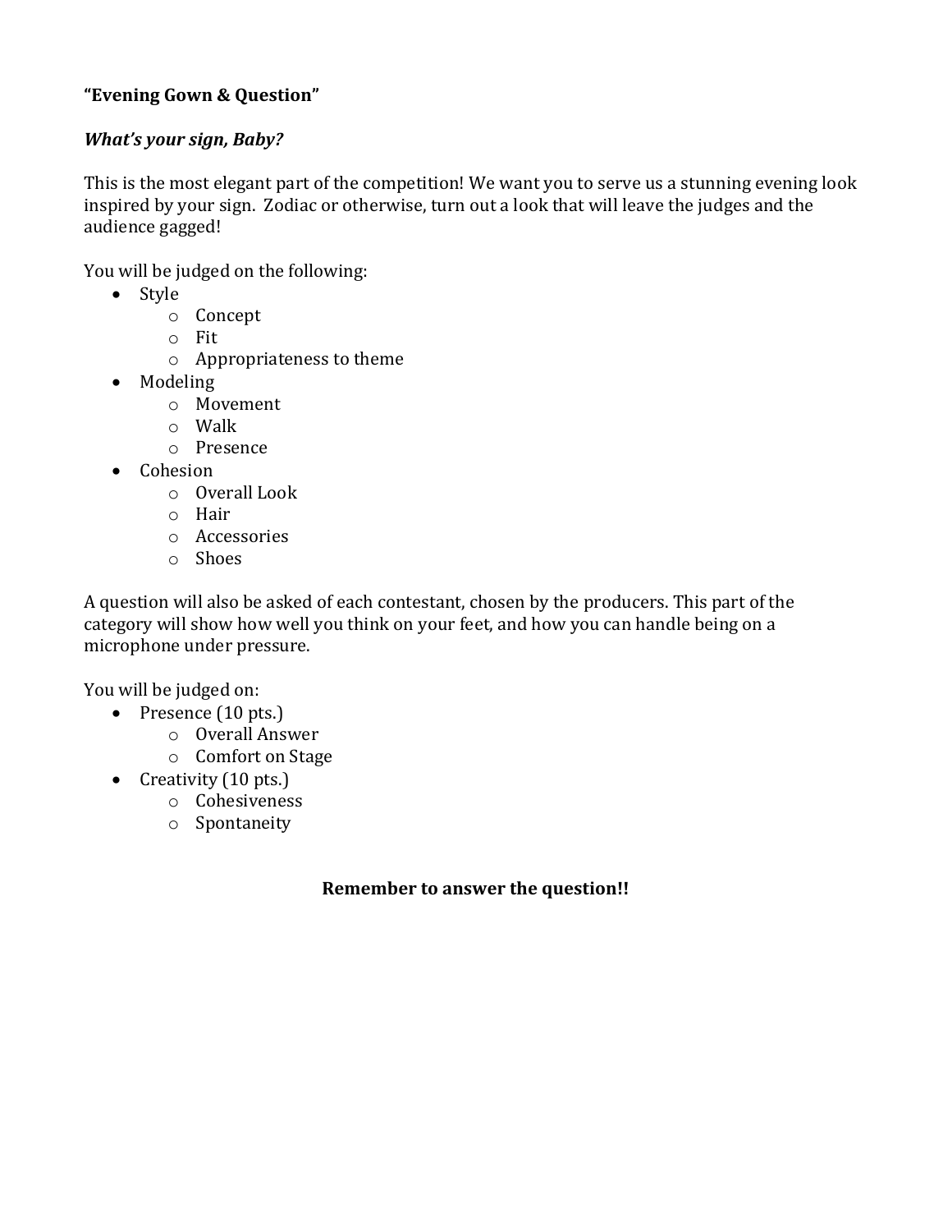**“Evening Gown & Question”**

***What’s your sign, Baby?***

This is the most elegant part of the competition! We want you to serve us a stunning evening look inspired by your sign. Zodiac or otherwise, turn out a look that will leave the judges and the audience gagged!

You will be judged on the following:

- Style
  - Concept
  - Fit
  - Appropriateness to theme
- Modeling
  - Movement
  - Walk
  - Presence
- Cohesion
  - Overall Look
  - Hair
  - Accessories
  - Shoes

A question will also be asked of each contestant, chosen by the producers. This part of the category will show how well you think on your feet, and how you can handle being on a microphone under pressure.

You will be judged on:

- Presence (10 pts.)
  - Overall Answer
  - Comfort on Stage
- Creativity (10 pts.)
  - Cohesiveness
  - Spontaneity

**Remember to answer the question!!**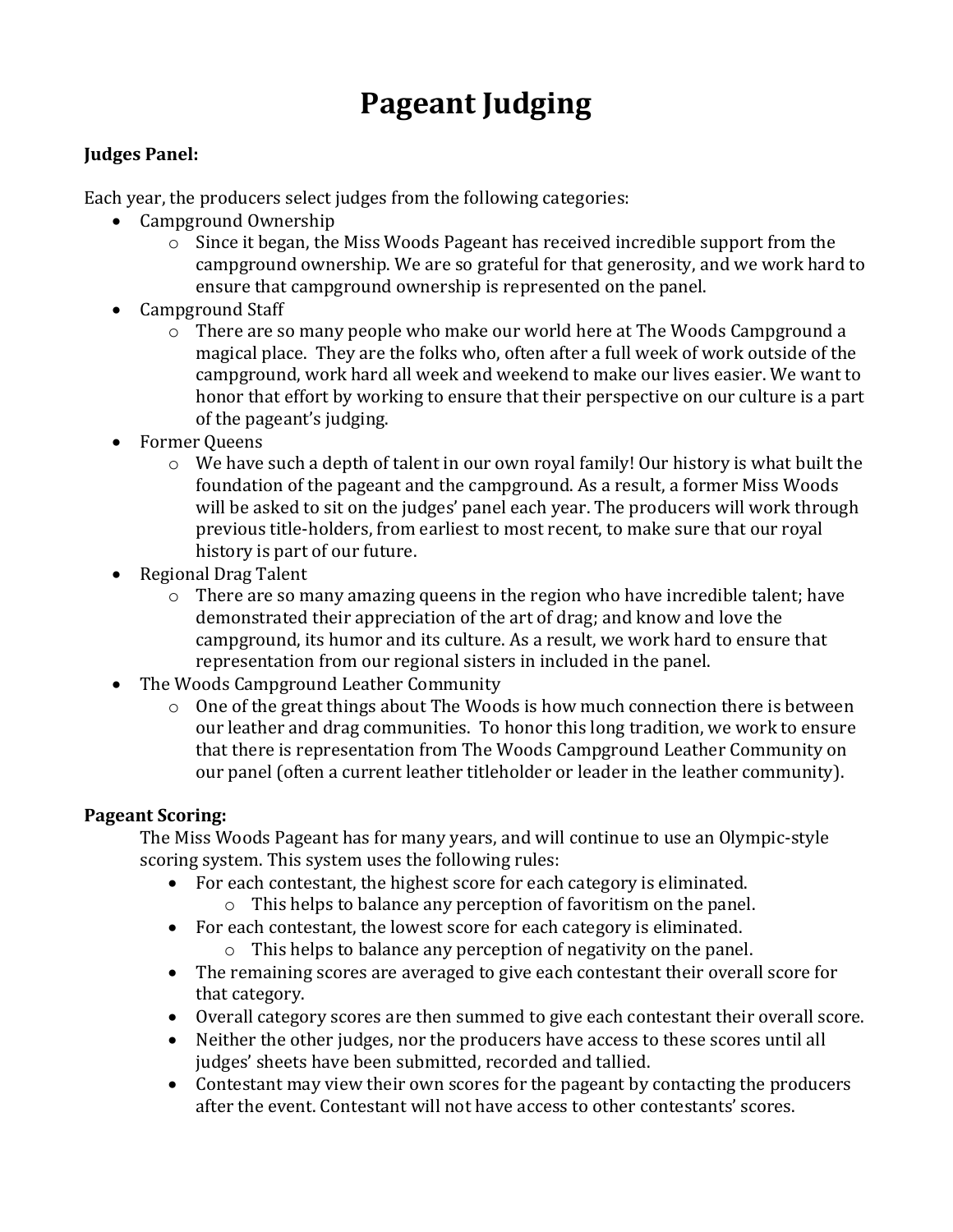# Pageant Judging

**Judges Panel:**

Each year, the producers select judges from the following categories:

- Campground Ownership
  - Since it began, the Miss Woods Pageant has received incredible support from the campground ownership. We are so grateful for that generosity, and we work hard to ensure that campground ownership is represented on the panel.
- Campground Staff
  - There are so many people who make our world here at The Woods Campground a magical place. They are the folks who, often after a full week of work outside of the campground, work hard all week and weekend to make our lives easier. We want to honor that effort by working to ensure that their perspective on our culture is a part of the pageant's judging.
- Former Queens
  - We have such a depth of talent in our own royal family! Our history is what built the foundation of the pageant and the campground. As a result, a former Miss Woods will be asked to sit on the judges' panel each year. The producers will work through previous title-holders, from earliest to most recent, to make sure that our royal history is part of our future.
- Regional Drag Talent
  - There are so many amazing queens in the region who have incredible talent; have demonstrated their appreciation of the art of drag; and know and love the campground, its humor and its culture. As a result, we work hard to ensure that representation from our regional sisters in included in the panel.
- The Woods Campground Leather Community
  - One of the great things about The Woods is how much connection there is between our leather and drag communities. To honor this long tradition, we work to ensure that there is representation from The Woods Campground Leather Community on our panel (often a current leather titleholder or leader in the leather community).

**Pageant Scoring:**

The Miss Woods Pageant has for many years, and will continue to use an Olympic-style scoring system. This system uses the following rules:

- For each contestant, the highest score for each category is eliminated.
  - This helps to balance any perception of favoritism on the panel.
- For each contestant, the lowest score for each category is eliminated.
  - This helps to balance any perception of negativity on the panel.
- The remaining scores are averaged to give each contestant their overall score for that category.
- Overall category scores are then summed to give each contestant their overall score.
- Neither the other judges, nor the producers have access to these scores until all judges' sheets have been submitted, recorded and tallied.
- Contestant may view their own scores for the pageant by contacting the producers after the event. Contestant will not have access to other contestants' scores.